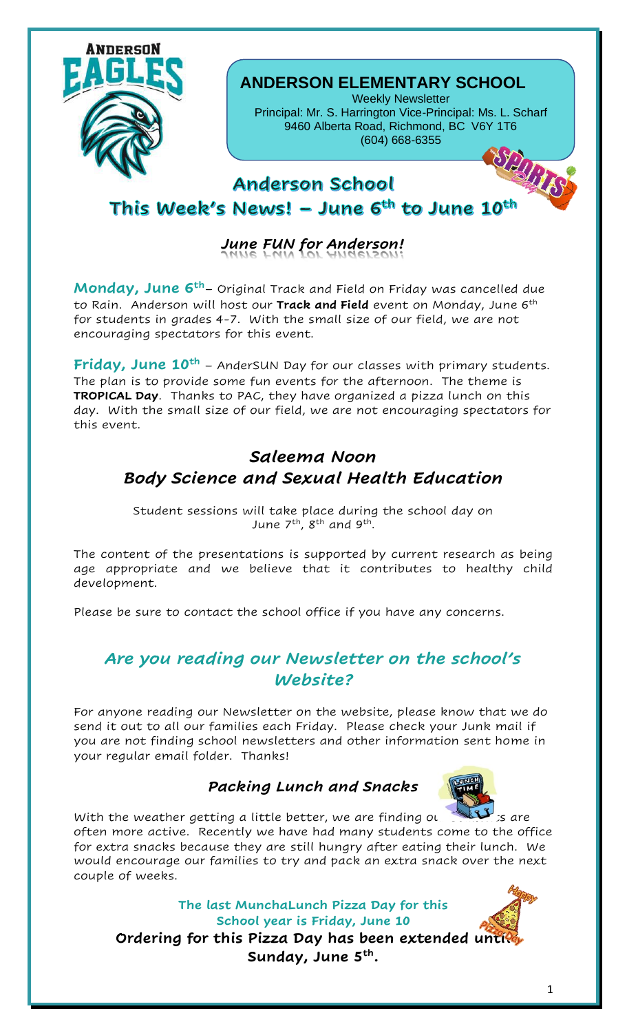# ANDERSON ELEMENTARY SCHOOL

Weekly Newsletter
Principal: Mr. S. Harrington Vice-Principal: Ms. L. Scharf
9460 Alberta Road, Richmond, BC V6Y 1T6
(604) 668-6355

## Anderson School
## This Week's News! – June 6th to June 10th

### *June FUN for Anderson!*

**Monday, June 6th**– Original Track and Field on Friday was cancelled due to Rain. Anderson will host our **Track and Field** event on Monday, June 6th for students in grades 4-7. With the small size of our field, we are not encouraging spectators for this event.

**Friday, June 10th** – AnderSUN Day for our classes with primary students. The plan is to provide some fun events for the afternoon. The theme is **TROPICAL Day**. Thanks to PAC, they have organized a pizza lunch on this day. With the small size of our field, we are not encouraging spectators for this event.

## *Saleema Noon*
## *Body Science and Sexual Health Education*

Student sessions will take place during the school day on June 7th, 8th and 9th.

The content of the presentations is supported by current research as being age appropriate and we believe that it contributes to healthy child development.

Please be sure to contact the school office if you have any concerns.

## *Are you reading our Newsletter on the school's Website?*

For anyone reading our Newsletter on the website, please know that we do send it out to all our families each Friday. Please check your Junk mail if you are not finding school newsletters and other information sent home in your regular email folder. Thanks!

### *Packing Lunch and Snacks*

With the weather getting a little better, we are finding our students are often more active. Recently we have had many students come to the office for extra snacks because they are still hungry after eating their lunch. We would encourage our families to try and pack an extra snack over the next couple of weeks.

**The last MunchaLunch Pizza Day for this School year is Friday, June 10**

**Ordering for this Pizza Day has been extended until Sunday, June 5th.**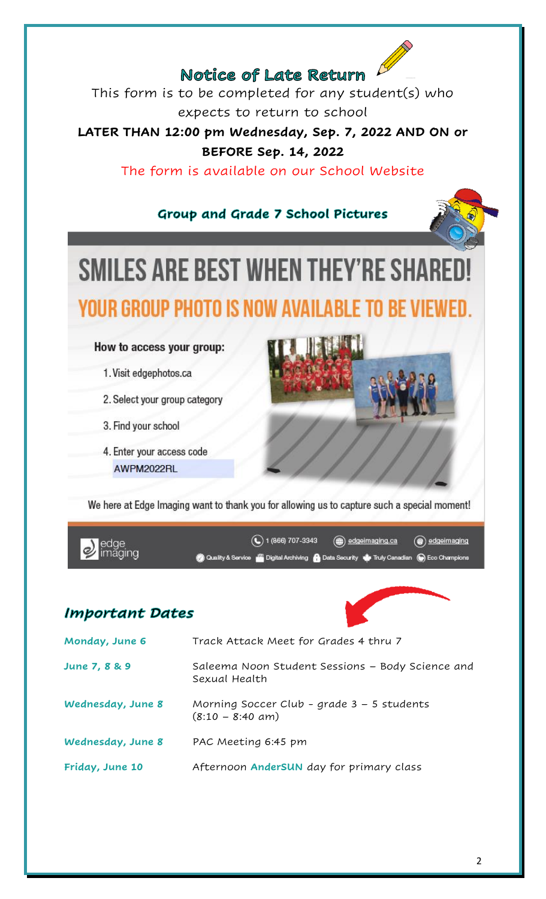## Notice of Late Return

This form is to be completed for any student(s) who expects to return to school

**LATER THAN 12:00 pm Wednesday, Sep. 7, 2022 AND ON or BEFORE Sep. 14, 2022**

The form is available on our School Website

## Group and Grade 7 School Pictures

# SMILES ARE BEST WHEN THEY'RE SHARED!

## YOUR GROUP PHOTO IS NOW AVAILABLE TO BE VIEWED.

**How to access your group:**

1. Visit edgephotos.ca
2. Select your group category
3. Find your school
4. Enter your access code
   AWPM2022RL

We here at Edge Imaging want to thank you for allowing us to capture such a special moment!

edge imaging

1 (866) 707-3343 | edgeimaging.ca | edgeimaging

Quality & Service | Digital Archiving | Data Security | Truly Canadian | Eco Champions

## *Important Dates*

| | |
|---|---|
| **Monday, June 6** | Track Attack Meet for Grades 4 thru 7 |
| **June 7, 8 & 9** | Saleema Noon Student Sessions – Body Science and Sexual Health |
| **Wednesday, June 8** | Morning Soccer Club - grade 3 – 5 students (8:10 – 8:40 am) |
| **Wednesday, June 8** | PAC Meeting 6:45 pm |
| **Friday, June 10** | Afternoon **AnderSUN** day for primary class |